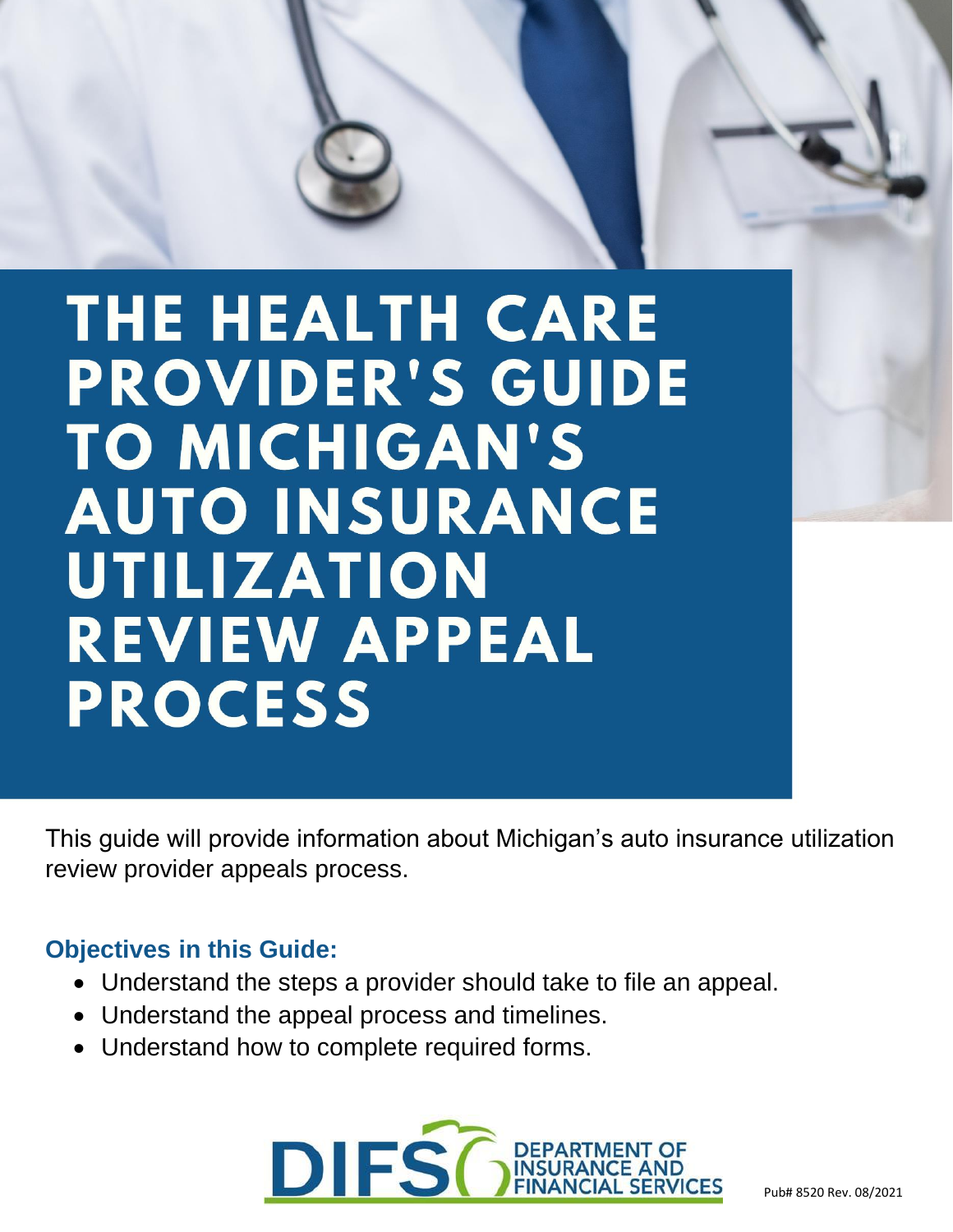# THE HEALTH CARE PROVIDER'S GUIDE TO MICHIGAN'S AUTO INSURANCE UTILIZATION REVIEW APPEAL PROCESS

This guide will provide information about Michigan's auto insurance utilization review provider appeals process.

### Objectives in this Guide:

- Understand the steps a provider should take to file an appeal.
- Understand the appeal process and timelines.
- Understand how to complete required forms.

DIFS DEPARTMENT OF INSURANCE AND FINANCIAL SERVICES

Pub# 8520 Rev. 08/2021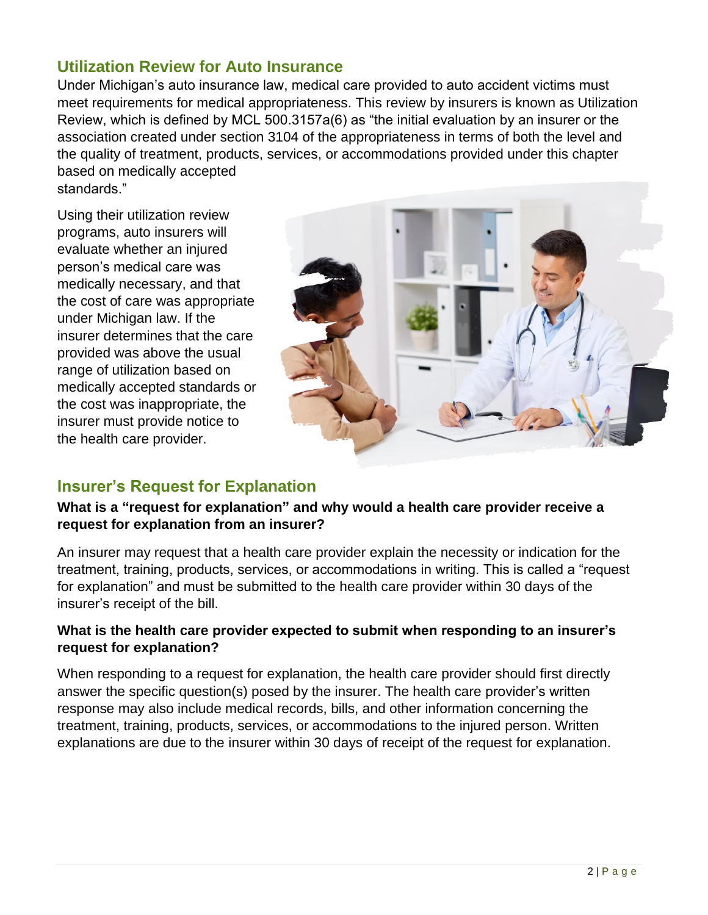## Utilization Review for Auto Insurance

Under Michigan's auto insurance law, medical care provided to auto accident victims must meet requirements for medical appropriateness. This review by insurers is known as Utilization Review, which is defined by MCL 500.3157a(6) as "the initial evaluation by an insurer or the association created under section 3104 of the appropriateness in terms of both the level and the quality of treatment, products, services, or accommodations provided under this chapter based on medically accepted standards."

Using their utilization review programs, auto insurers will evaluate whether an injured person's medical care was medically necessary, and that the cost of care was appropriate under Michigan law. If the insurer determines that the care provided was above the usual range of utilization based on medically accepted standards or the cost was inappropriate, the insurer must provide notice to the health care provider.

## Insurer's Request for Explanation

**What is a "request for explanation" and why would a health care provider receive a request for explanation from an insurer?**

An insurer may request that a health care provider explain the necessity or indication for the treatment, training, products, services, or accommodations in writing. This is called a "request for explanation" and must be submitted to the health care provider within 30 days of the insurer's receipt of the bill.

**What is the health care provider expected to submit when responding to an insurer's request for explanation?**

When responding to a request for explanation, the health care provider should first directly answer the specific question(s) posed by the insurer. The health care provider's written response may also include medical records, bills, and other information concerning the treatment, training, products, services, or accommodations to the injured person. Written explanations are due to the insurer within 30 days of receipt of the request for explanation.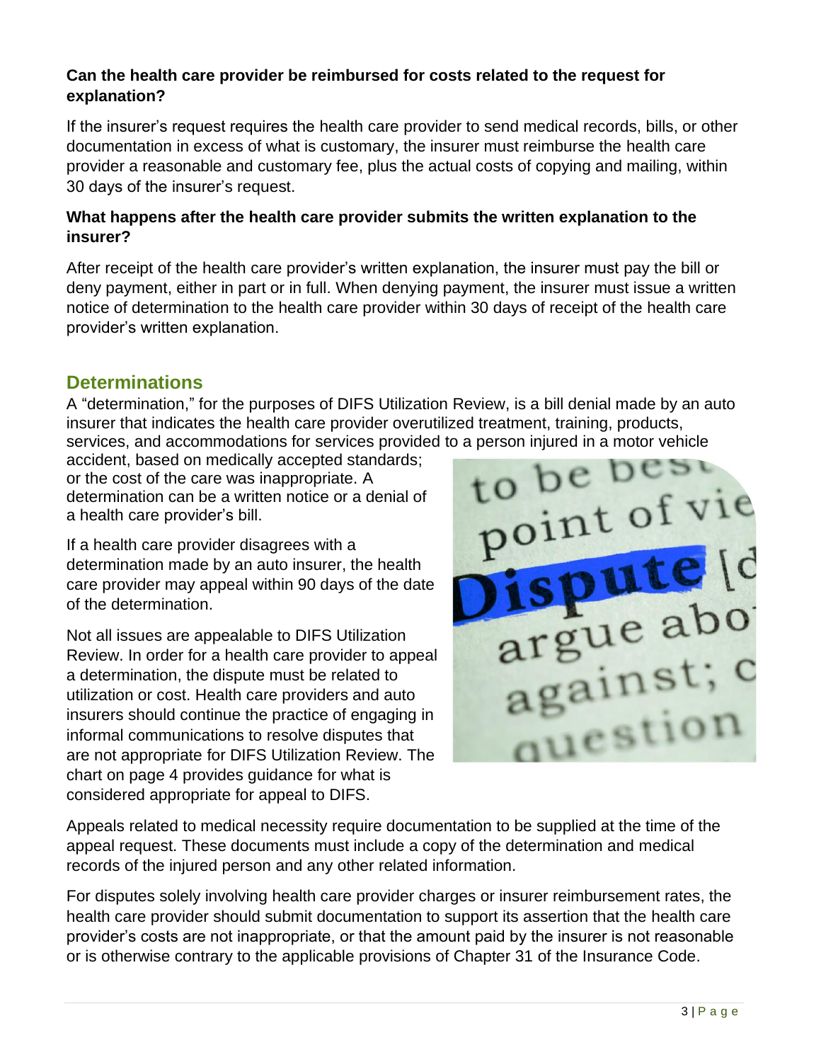### Can the health care provider be reimbursed for costs related to the request for explanation?

If the insurer's request requires the health care provider to send medical records, bills, or other documentation in excess of what is customary, the insurer must reimburse the health care provider a reasonable and customary fee, plus the actual costs of copying and mailing, within 30 days of the insurer's request.

### What happens after the health care provider submits the written explanation to the insurer?

After receipt of the health care provider's written explanation, the insurer must pay the bill or deny payment, either in part or in full. When denying payment, the insurer must issue a written notice of determination to the health care provider within 30 days of receipt of the health care provider's written explanation.

## Determinations

A "determination," for the purposes of DIFS Utilization Review, is a bill denial made by an auto insurer that indicates the health care provider overutilized treatment, training, products, services, and accommodations for services provided to a person injured in a motor vehicle accident, based on medically accepted standards; or the cost of the care was inappropriate. A determination can be a written notice or a denial of a health care provider's bill.

If a health care provider disagrees with a determination made by an auto insurer, the health care provider may appeal within 90 days of the date of the determination.

Not all issues are appealable to DIFS Utilization Review. In order for a health care provider to appeal a determination, the dispute must be related to utilization or cost. Health care providers and auto insurers should continue the practice of engaging in informal communications to resolve disputes that are not appropriate for DIFS Utilization Review. The chart on page 4 provides guidance for what is considered appropriate for appeal to DIFS.

Appeals related to medical necessity require documentation to be supplied at the time of the appeal request. These documents must include a copy of the determination and medical records of the injured person and any other related information.

For disputes solely involving health care provider charges or insurer reimbursement rates, the health care provider should submit documentation to support its assertion that the health care provider's costs are not inappropriate, or that the amount paid by the insurer is not reasonable or is otherwise contrary to the applicable provisions of Chapter 31 of the Insurance Code.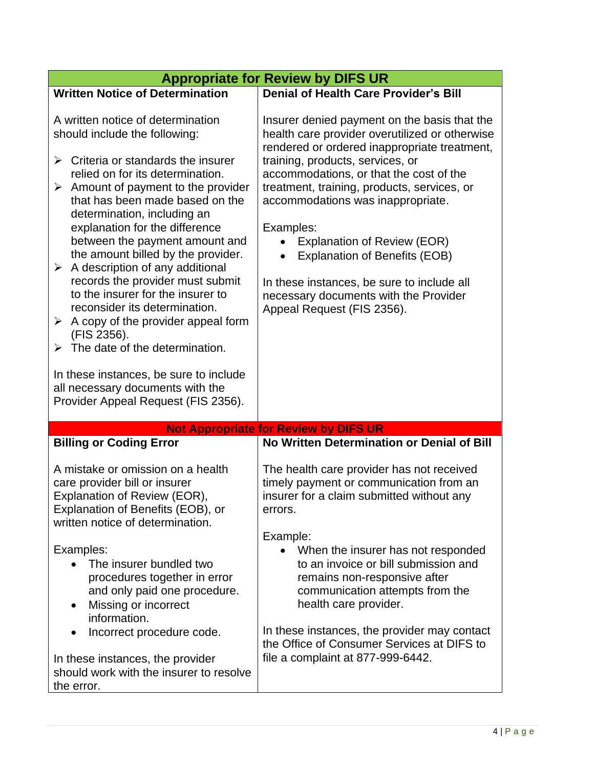| Appropriate for Review by DIFS UR | |
|---|---|
| **Written Notice of Determination**<br><br>A written notice of determination should include the following:<br><br>➢ Criteria or standards the insurer relied on for its determination.<br>➢ Amount of payment to the provider that has been made based on the determination, including an explanation for the difference between the payment amount and the amount billed by the provider.<br>➢ A description of any additional records the provider must submit to the insurer for the insurer to reconsider its determination.<br>➢ A copy of the provider appeal form (FIS 2356).<br>➢ The date of the determination.<br><br>In these instances, be sure to include all necessary documents with the Provider Appeal Request (FIS 2356). | **Denial of Health Care Provider's Bill**<br><br>Insurer denied payment on the basis that the health care provider overutilized or otherwise rendered or ordered inappropriate treatment, training, products, services, or accommodations, or that the cost of the treatment, training, products, services, or accommodations was inappropriate.<br><br>Examples:<br>• Explanation of Review (EOR)<br>• Explanation of Benefits (EOB)<br><br>In these instances, be sure to include all necessary documents with the Provider Appeal Request (FIS 2356). |

| Not Appropriate for Review by DIFS UR | |
|---|---|
| **Billing or Coding Error**<br><br>A mistake or omission on a health care provider bill or insurer Explanation of Review (EOR), Explanation of Benefits (EOB), or written notice of determination.<br><br>Examples:<br>• The insurer bundled two procedures together in error and only paid one procedure.<br>• Missing or incorrect information.<br>• Incorrect procedure code.<br><br>In these instances, the provider should work with the insurer to resolve the error. | **No Written Determination or Denial of Bill**<br><br>The health care provider has not received timely payment or communication from an insurer for a claim submitted without any errors.<br><br>Example:<br>• When the insurer has not responded to an invoice or bill submission and remains non-responsive after communication attempts from the health care provider.<br><br>In these instances, the provider may contact the Office of Consumer Services at DIFS to file a complaint at 877-999-6442. |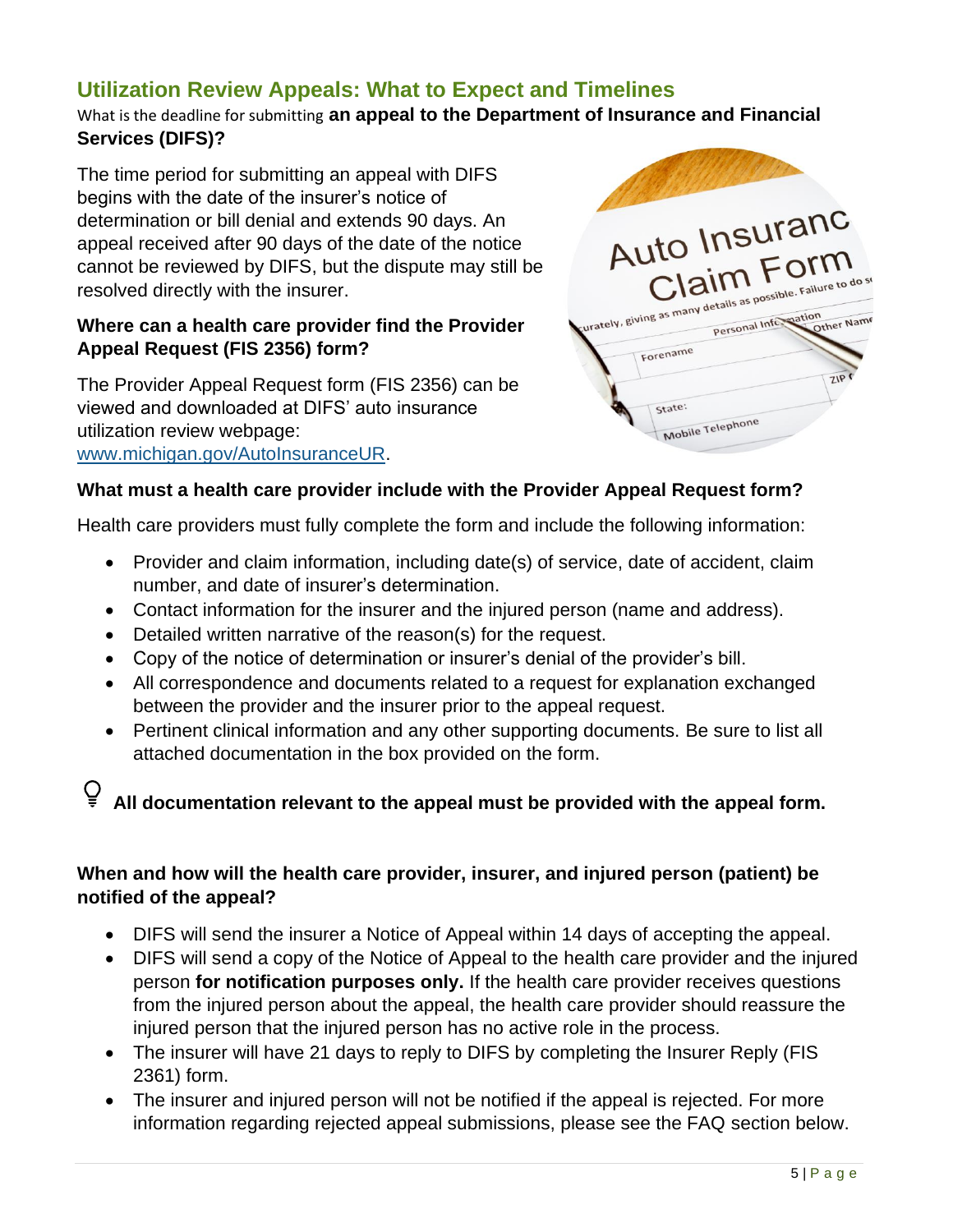## Utilization Review Appeals: What to Expect and Timelines

What is the deadline for submitting **an appeal to the Department of Insurance and Financial Services (DIFS)?**

The time period for submitting an appeal with DIFS begins with the date of the insurer's notice of determination or bill denial and extends 90 days. An appeal received after 90 days of the date of the notice cannot be reviewed by DIFS, but the dispute may still be resolved directly with the insurer.

**Where can a health care provider find the Provider Appeal Request (FIS 2356) form?**

The Provider Appeal Request form (FIS 2356) can be viewed and downloaded at DIFS' auto insurance utilization review webpage: [www.michigan.gov/AutoInsuranceUR](www.michigan.gov/AutoInsuranceUR).

**What must a health care provider include with the Provider Appeal Request form?**

Health care providers must fully complete the form and include the following information:

- Provider and claim information, including date(s) of service, date of accident, claim number, and date of insurer's determination.
- Contact information for the insurer and the injured person (name and address).
- Detailed written narrative of the reason(s) for the request.
- Copy of the notice of determination or insurer's denial of the provider's bill.
- All correspondence and documents related to a request for explanation exchanged between the provider and the insurer prior to the appeal request.
- Pertinent clinical information and any other supporting documents. Be sure to list all attached documentation in the box provided on the form.

**All documentation relevant to the appeal must be provided with the appeal form.**

**When and how will the health care provider, insurer, and injured person (patient) be notified of the appeal?**

- DIFS will send the insurer a Notice of Appeal within 14 days of accepting the appeal.
- DIFS will send a copy of the Notice of Appeal to the health care provider and the injured person **for notification purposes only.** If the health care provider receives questions from the injured person about the appeal, the health care provider should reassure the injured person that the injured person has no active role in the process.
- The insurer will have 21 days to reply to DIFS by completing the Insurer Reply (FIS 2361) form.
- The insurer and injured person will not be notified if the appeal is rejected. For more information regarding rejected appeal submissions, please see the FAQ section below.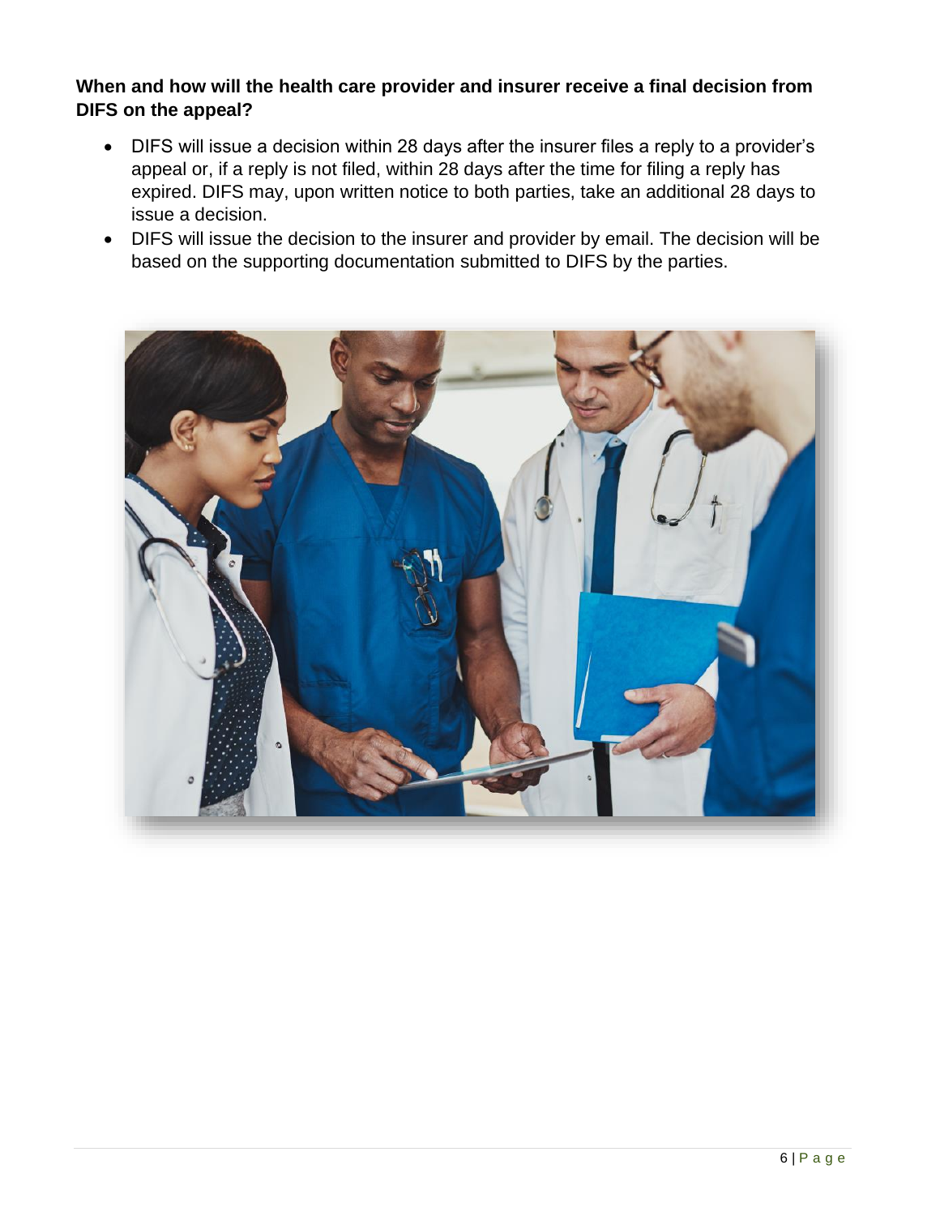**When and how will the health care provider and insurer receive a final decision from DIFS on the appeal?**

- DIFS will issue a decision within 28 days after the insurer files a reply to a provider's appeal or, if a reply is not filed, within 28 days after the time for filing a reply has expired. DIFS may, upon written notice to both parties, take an additional 28 days to issue a decision.
- DIFS will issue the decision to the insurer and provider by email. The decision will be based on the supporting documentation submitted to DIFS by the parties.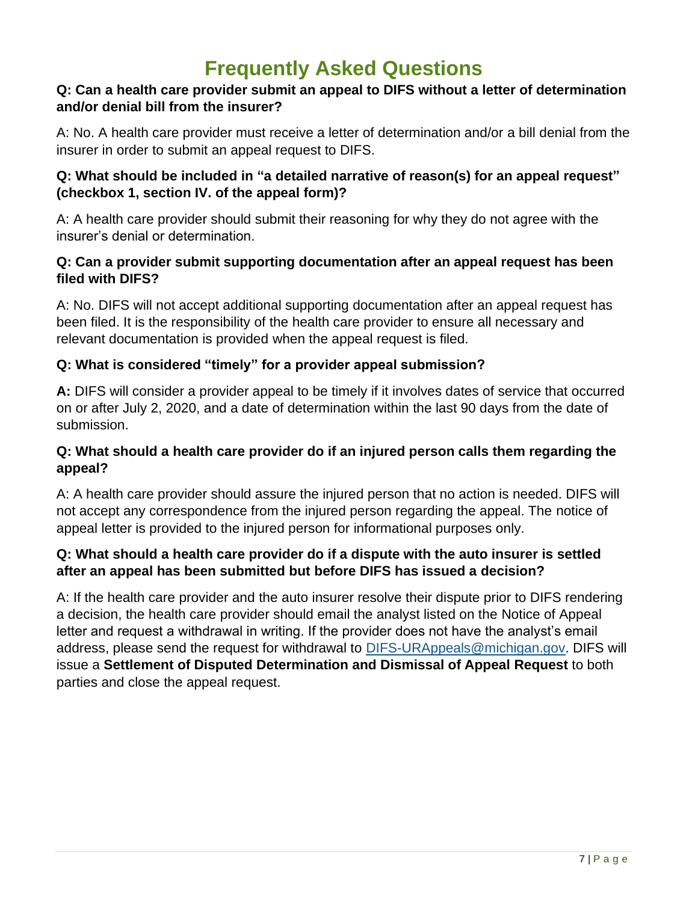# Frequently Asked Questions

**Q: Can a health care provider submit an appeal to DIFS without a letter of determination and/or denial bill from the insurer?**

A: No. A health care provider must receive a letter of determination and/or a bill denial from the insurer in order to submit an appeal request to DIFS.

**Q: What should be included in "a detailed narrative of reason(s) for an appeal request" (checkbox 1, section IV. of the appeal form)?**

A: A health care provider should submit their reasoning for why they do not agree with the insurer's denial or determination.

**Q: Can a provider submit supporting documentation after an appeal request has been filed with DIFS?**

A: No. DIFS will not accept additional supporting documentation after an appeal request has been filed. It is the responsibility of the health care provider to ensure all necessary and relevant documentation is provided when the appeal request is filed.

**Q: What is considered "timely" for a provider appeal submission?**

**A:** DIFS will consider a provider appeal to be timely if it involves dates of service that occurred on or after July 2, 2020, and a date of determination within the last 90 days from the date of submission.

**Q: What should a health care provider do if an injured person calls them regarding the appeal?**

A: A health care provider should assure the injured person that no action is needed. DIFS will not accept any correspondence from the injured person regarding the appeal. The notice of appeal letter is provided to the injured person for informational purposes only.

**Q: What should a health care provider do if a dispute with the auto insurer is settled after an appeal has been submitted but before DIFS has issued a decision?**

A: If the health care provider and the auto insurer resolve their dispute prior to DIFS rendering a decision, the health care provider should email the analyst listed on the Notice of Appeal letter and request a withdrawal in writing. If the provider does not have the analyst's email address, please send the request for withdrawal to DIFS-URAppeals@michigan.gov. DIFS will issue a **Settlement of Disputed Determination and Dismissal of Appeal Request** to both parties and close the appeal request.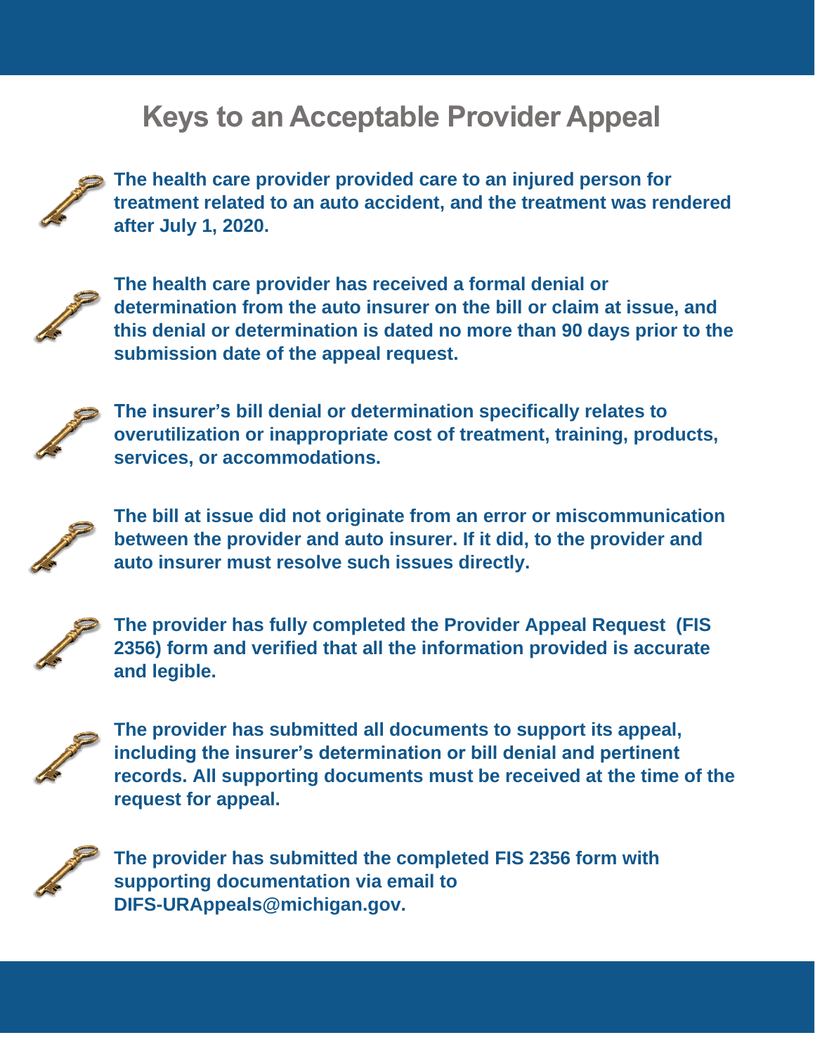# Keys to an Acceptable Provider Appeal

- **The health care provider provided care to an injured person for treatment related to an auto accident, and the treatment was rendered after July 1, 2020.**
- **The health care provider has received a formal denial or determination from the auto insurer on the bill or claim at issue, and this denial or determination is dated no more than 90 days prior to the submission date of the appeal request.**
- **The insurer's bill denial or determination specifically relates to overutilization or inappropriate cost of treatment, training, products, services, or accommodations.**
- **The bill at issue did not originate from an error or miscommunication between the provider and auto insurer. If it did, to the provider and auto insurer must resolve such issues directly.**
- **The provider has fully completed the Provider Appeal Request (FIS 2356) form and verified that all the information provided is accurate and legible.**
- **The provider has submitted all documents to support its appeal, including the insurer's determination or bill denial and pertinent records. All supporting documents must be received at the time of the request for appeal.**
- **The provider has submitted the completed FIS 2356 form with supporting documentation via email to DIFS-URAppeals@michigan.gov.**